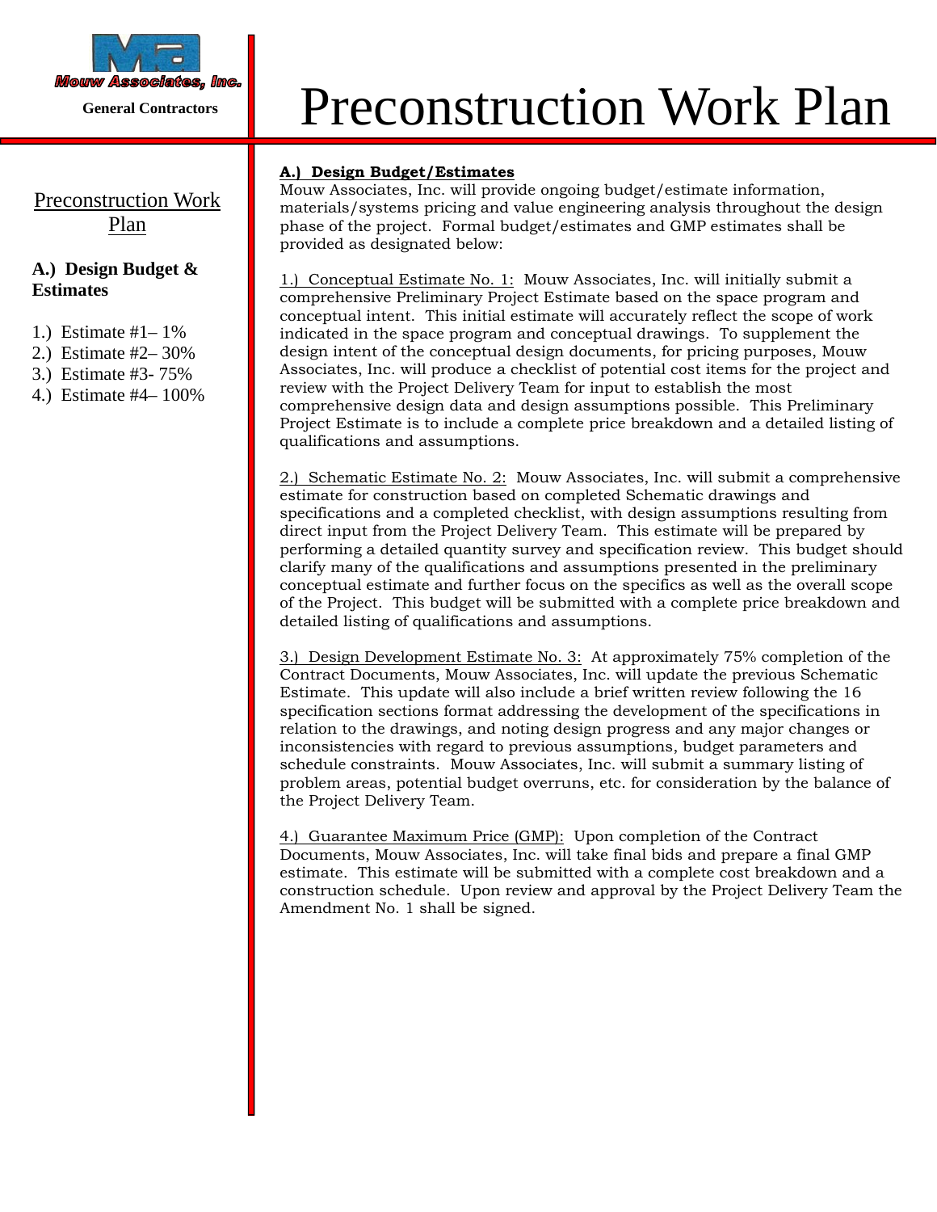Mouw Associates, Inc.

General Contractors

# Preconstruction Work Plan

Preconstruction Work Plan

**A.) Design Budget & Estimates**

1.) Estimate #1– 1%
2.) Estimate #2– 30%
3.) Estimate #3- 75%
4.) Estimate #4– 100%

**A.) Design Budget/Estimates**

Mouw Associates, Inc. will provide ongoing budget/estimate information, materials/systems pricing and value engineering analysis throughout the design phase of the project. Formal budget/estimates and GMP estimates shall be provided as designated below:

1.) Conceptual Estimate No. 1: Mouw Associates, Inc. will initially submit a comprehensive Preliminary Project Estimate based on the space program and conceptual intent. This initial estimate will accurately reflect the scope of work indicated in the space program and conceptual drawings. To supplement the design intent of the conceptual design documents, for pricing purposes, Mouw Associates, Inc. will produce a checklist of potential cost items for the project and review with the Project Delivery Team for input to establish the most comprehensive design data and design assumptions possible. This Preliminary Project Estimate is to include a complete price breakdown and a detailed listing of qualifications and assumptions.

2.) Schematic Estimate No. 2: Mouw Associates, Inc. will submit a comprehensive estimate for construction based on completed Schematic drawings and specifications and a completed checklist, with design assumptions resulting from direct input from the Project Delivery Team. This estimate will be prepared by performing a detailed quantity survey and specification review. This budget should clarify many of the qualifications and assumptions presented in the preliminary conceptual estimate and further focus on the specifics as well as the overall scope of the Project. This budget will be submitted with a complete price breakdown and detailed listing of qualifications and assumptions.

3.) Design Development Estimate No. 3: At approximately 75% completion of the Contract Documents, Mouw Associates, Inc. will update the previous Schematic Estimate. This update will also include a brief written review following the 16 specification sections format addressing the development of the specifications in relation to the drawings, and noting design progress and any major changes or inconsistencies with regard to previous assumptions, budget parameters and schedule constraints. Mouw Associates, Inc. will submit a summary listing of problem areas, potential budget overruns, etc. for consideration by the balance of the Project Delivery Team.

4.) Guarantee Maximum Price (GMP): Upon completion of the Contract Documents, Mouw Associates, Inc. will take final bids and prepare a final GMP estimate. This estimate will be submitted with a complete cost breakdown and a construction schedule. Upon review and approval by the Project Delivery Team the Amendment No. 1 shall be signed.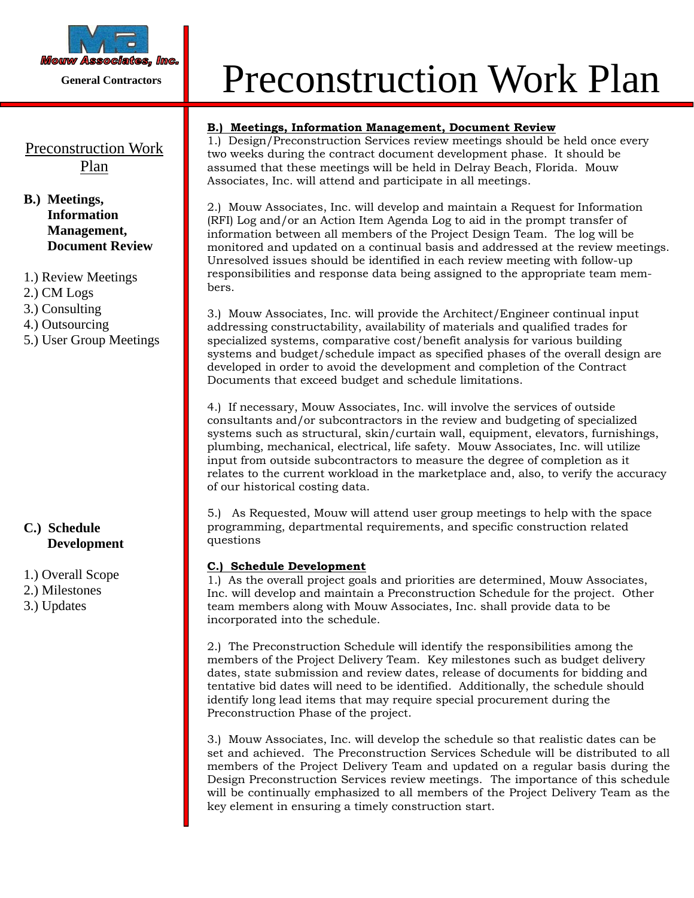Mouw Associates, Inc.

General Contractors

# Preconstruction Work Plan

Preconstruction Work Plan

**B.) Meetings, Information Management, Document Review**

1.) Review Meetings
2.) CM Logs
3.) Consulting
4.) Outsourcing
5.) User Group Meetings

**C.) Schedule Development**

1.) Overall Scope
2.) Milestones
3.) Updates

## B.) Meetings, Information Management, Document Review

1.) Design/Preconstruction Services review meetings should be held once every two weeks during the contract document development phase. It should be assumed that these meetings will be held in Delray Beach, Florida. Mouw Associates, Inc. will attend and participate in all meetings.

2.) Mouw Associates, Inc. will develop and maintain a Request for Information (RFI) Log and/or an Action Item Agenda Log to aid in the prompt transfer of information between all members of the Project Design Team. The log will be monitored and updated on a continual basis and addressed at the review meetings. Unresolved issues should be identified in each review meeting with follow-up responsibilities and response data being assigned to the appropriate team members.

3.) Mouw Associates, Inc. will provide the Architect/Engineer continual input addressing constructability, availability of materials and qualified trades for specialized systems, comparative cost/benefit analysis for various building systems and budget/schedule impact as specified phases of the overall design are developed in order to avoid the development and completion of the Contract Documents that exceed budget and schedule limitations.

4.) If necessary, Mouw Associates, Inc. will involve the services of outside consultants and/or subcontractors in the review and budgeting of specialized systems such as structural, skin/curtain wall, equipment, elevators, furnishings, plumbing, mechanical, electrical, life safety. Mouw Associates, Inc. will utilize input from outside subcontractors to measure the degree of completion as it relates to the current workload in the marketplace and, also, to verify the accuracy of our historical costing data.

5.) As Requested, Mouw will attend user group meetings to help with the space programming, departmental requirements, and specific construction related questions

## C.) Schedule Development

1.) As the overall project goals and priorities are determined, Mouw Associates, Inc. will develop and maintain a Preconstruction Schedule for the project. Other team members along with Mouw Associates, Inc. shall provide data to be incorporated into the schedule.

2.) The Preconstruction Schedule will identify the responsibilities among the members of the Project Delivery Team. Key milestones such as budget delivery dates, state submission and review dates, release of documents for bidding and tentative bid dates will need to be identified. Additionally, the schedule should identify long lead items that may require special procurement during the Preconstruction Phase of the project.

3.) Mouw Associates, Inc. will develop the schedule so that realistic dates can be set and achieved. The Preconstruction Services Schedule will be distributed to all members of the Project Delivery Team and updated on a regular basis during the Design Preconstruction Services review meetings. The importance of this schedule will be continually emphasized to all members of the Project Delivery Team as the key element in ensuring a timely construction start.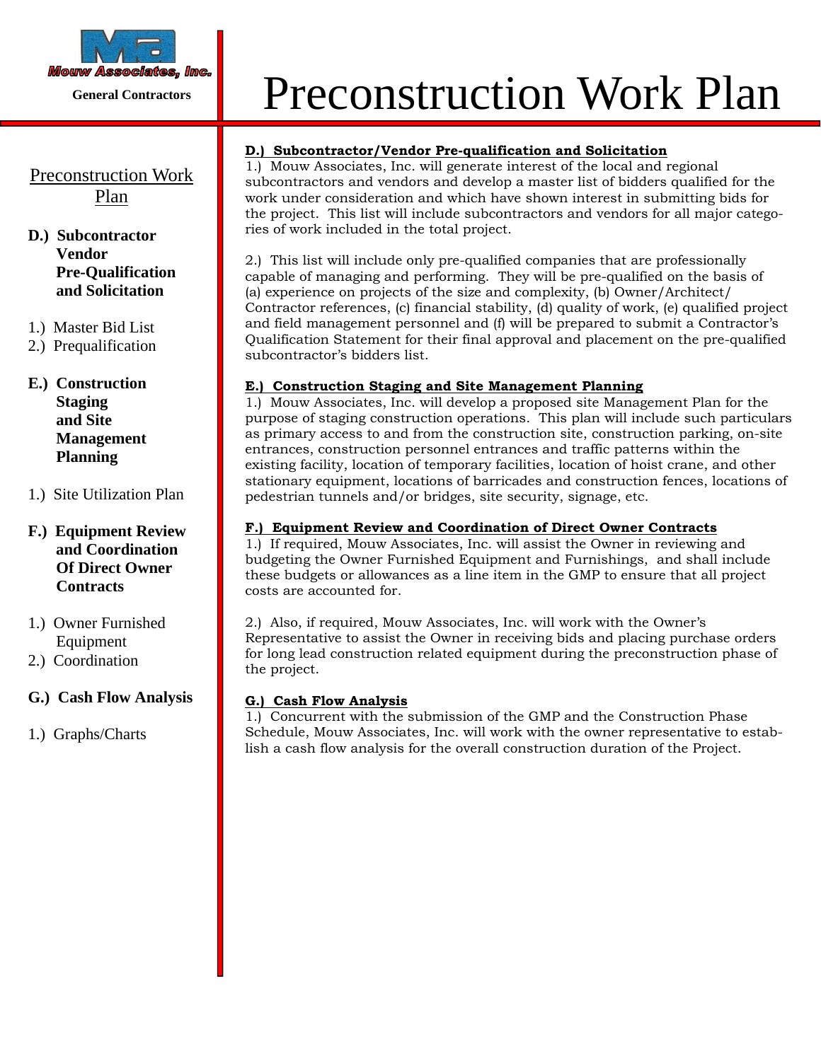Mouw Associates, Inc.

General Contractors

# Preconstruction Work Plan

Preconstruction Work Plan

**D.) Subcontractor Vendor Pre-Qualification and Solicitation**

1.) Master Bid List
2.) Prequalification

**E.) Construction Staging and Site Management Planning**

1.) Site Utilization Plan

**F.) Equipment Review and Coordination Of Direct Owner Contracts**

1.) Owner Furnished Equipment
2.) Coordination

**G.) Cash Flow Analysis**

1.) Graphs/Charts

## D.) Subcontractor/Vendor Pre-qualification and Solicitation

1.) Mouw Associates, Inc. will generate interest of the local and regional subcontractors and vendors and develop a master list of bidders qualified for the work under consideration and which have shown interest in submitting bids for the project. This list will include subcontractors and vendors for all major categories of work included in the total project.

2.) This list will include only pre-qualified companies that are professionally capable of managing and performing. They will be pre-qualified on the basis of (a) experience on projects of the size and complexity, (b) Owner/Architect/Contractor references, (c) financial stability, (d) quality of work, (e) qualified project and field management personnel and (f) will be prepared to submit a Contractor's Qualification Statement for their final approval and placement on the pre-qualified subcontractor's bidders list.

## E.) Construction Staging and Site Management Planning

1.) Mouw Associates, Inc. will develop a proposed site Management Plan for the purpose of staging construction operations. This plan will include such particulars as primary access to and from the construction site, construction parking, on-site entrances, construction personnel entrances and traffic patterns within the existing facility, location of temporary facilities, location of hoist crane, and other stationary equipment, locations of barricades and construction fences, locations of pedestrian tunnels and/or bridges, site security, signage, etc.

## F.) Equipment Review and Coordination of Direct Owner Contracts

1.) If required, Mouw Associates, Inc. will assist the Owner in reviewing and budgeting the Owner Furnished Equipment and Furnishings, and shall include these budgets or allowances as a line item in the GMP to ensure that all project costs are accounted for.

2.) Also, if required, Mouw Associates, Inc. will work with the Owner's Representative to assist the Owner in receiving bids and placing purchase orders for long lead construction related equipment during the preconstruction phase of the project.

## G.) Cash Flow Analysis

1.) Concurrent with the submission of the GMP and the Construction Phase Schedule, Mouw Associates, Inc. will work with the owner representative to establish a cash flow analysis for the overall construction duration of the Project.